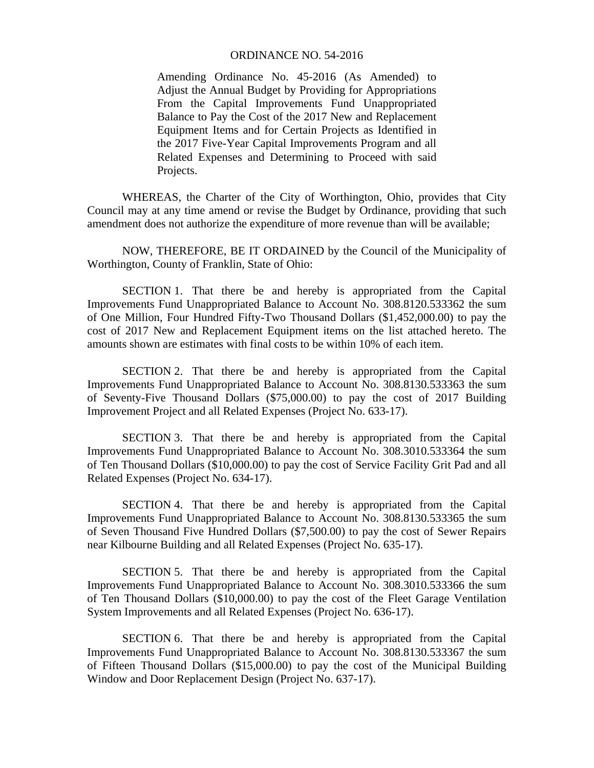# ORDINANCE NO. 54-2016

Amending Ordinance No. 45-2016 (As Amended) to Adjust the Annual Budget by Providing for Appropriations From the Capital Improvements Fund Unappropriated Balance to Pay the Cost of the 2017 New and Replacement Equipment Items and for Certain Projects as Identified in the 2017 Five-Year Capital Improvements Program and all Related Expenses and Determining to Proceed with said Projects.

WHEREAS, the Charter of the City of Worthington, Ohio, provides that City Council may at any time amend or revise the Budget by Ordinance, providing that such amendment does not authorize the expenditure of more revenue than will be available;

NOW, THEREFORE, BE IT ORDAINED by the Council of the Municipality of Worthington, County of Franklin, State of Ohio:

SECTION 1. That there be and hereby is appropriated from the Capital Improvements Fund Unappropriated Balance to Account No. 308.8120.533362 the sum of One Million, Four Hundred Fifty-Two Thousand Dollars ($1,452,000.00) to pay the cost of 2017 New and Replacement Equipment items on the list attached hereto. The amounts shown are estimates with final costs to be within 10% of each item.

SECTION 2. That there be and hereby is appropriated from the Capital Improvements Fund Unappropriated Balance to Account No. 308.8130.533363 the sum of Seventy-Five Thousand Dollars ($75,000.00) to pay the cost of 2017 Building Improvement Project and all Related Expenses (Project No. 633-17).

SECTION 3. That there be and hereby is appropriated from the Capital Improvements Fund Unappropriated Balance to Account No. 308.3010.533364 the sum of Ten Thousand Dollars ($10,000.00) to pay the cost of Service Facility Grit Pad and all Related Expenses (Project No. 634-17).

SECTION 4. That there be and hereby is appropriated from the Capital Improvements Fund Unappropriated Balance to Account No. 308.8130.533365 the sum of Seven Thousand Five Hundred Dollars ($7,500.00) to pay the cost of Sewer Repairs near Kilbourne Building and all Related Expenses (Project No. 635-17).

SECTION 5. That there be and hereby is appropriated from the Capital Improvements Fund Unappropriated Balance to Account No. 308.3010.533366 the sum of Ten Thousand Dollars ($10,000.00) to pay the cost of the Fleet Garage Ventilation System Improvements and all Related Expenses (Project No. 636-17).

SECTION 6. That there be and hereby is appropriated from the Capital Improvements Fund Unappropriated Balance to Account No. 308.8130.533367 the sum of Fifteen Thousand Dollars ($15,000.00) to pay the cost of the Municipal Building Window and Door Replacement Design (Project No. 637-17).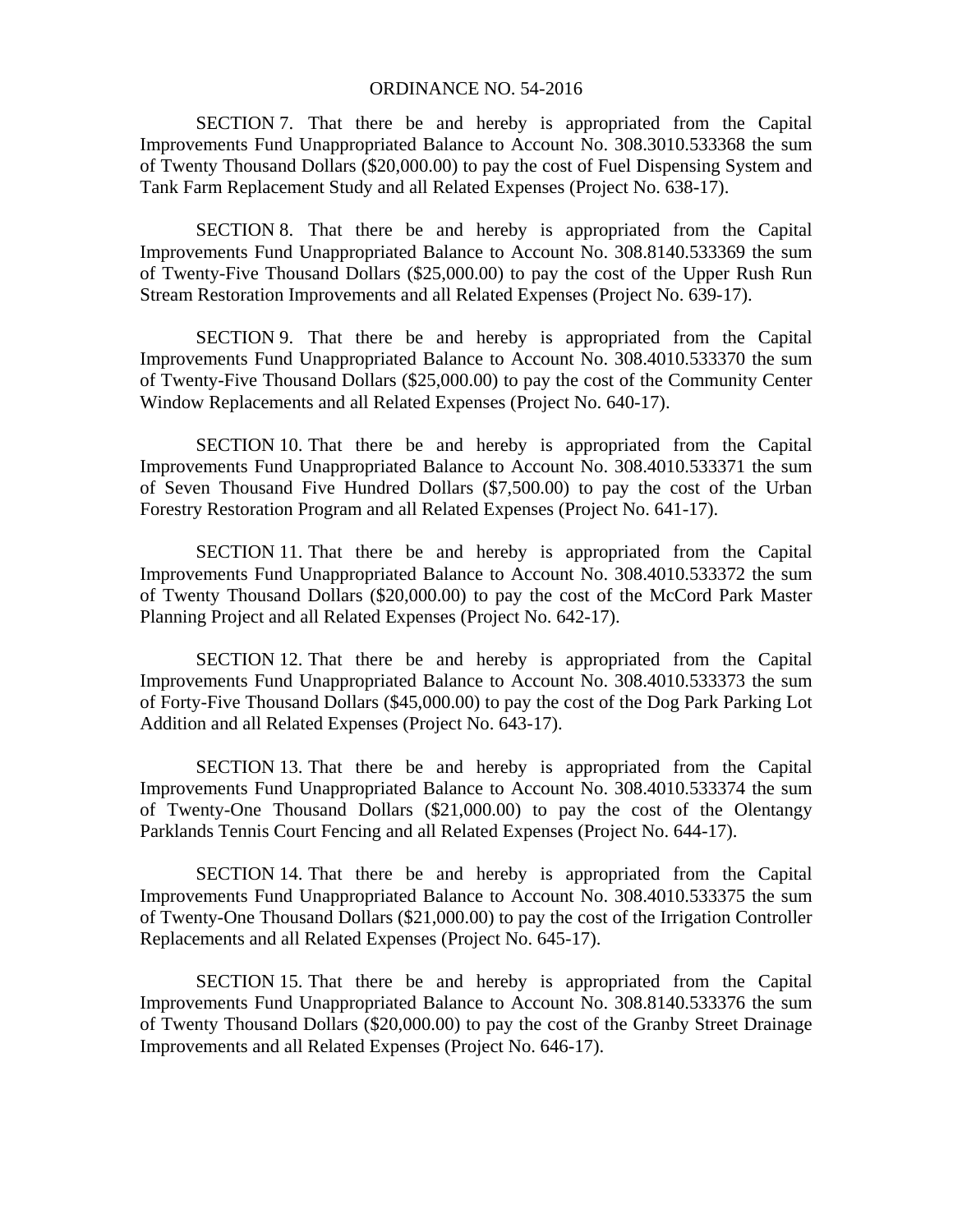ORDINANCE NO. 54-2016

SECTION 7. That there be and hereby is appropriated from the Capital Improvements Fund Unappropriated Balance to Account No. 308.3010.533368 the sum of Twenty Thousand Dollars ($20,000.00) to pay the cost of Fuel Dispensing System and Tank Farm Replacement Study and all Related Expenses (Project No. 638-17).

SECTION 8. That there be and hereby is appropriated from the Capital Improvements Fund Unappropriated Balance to Account No. 308.8140.533369 the sum of Twenty-Five Thousand Dollars ($25,000.00) to pay the cost of the Upper Rush Run Stream Restoration Improvements and all Related Expenses (Project No. 639-17).

SECTION 9. That there be and hereby is appropriated from the Capital Improvements Fund Unappropriated Balance to Account No. 308.4010.533370 the sum of Twenty-Five Thousand Dollars ($25,000.00) to pay the cost of the Community Center Window Replacements and all Related Expenses (Project No. 640-17).

SECTION 10. That there be and hereby is appropriated from the Capital Improvements Fund Unappropriated Balance to Account No. 308.4010.533371 the sum of Seven Thousand Five Hundred Dollars ($7,500.00) to pay the cost of the Urban Forestry Restoration Program and all Related Expenses (Project No. 641-17).

SECTION 11. That there be and hereby is appropriated from the Capital Improvements Fund Unappropriated Balance to Account No. 308.4010.533372 the sum of Twenty Thousand Dollars ($20,000.00) to pay the cost of the McCord Park Master Planning Project and all Related Expenses (Project No. 642-17).

SECTION 12. That there be and hereby is appropriated from the Capital Improvements Fund Unappropriated Balance to Account No. 308.4010.533373 the sum of Forty-Five Thousand Dollars ($45,000.00) to pay the cost of the Dog Park Parking Lot Addition and all Related Expenses (Project No. 643-17).

SECTION 13. That there be and hereby is appropriated from the Capital Improvements Fund Unappropriated Balance to Account No. 308.4010.533374 the sum of Twenty-One Thousand Dollars ($21,000.00) to pay the cost of the Olentangy Parklands Tennis Court Fencing and all Related Expenses (Project No. 644-17).

SECTION 14. That there be and hereby is appropriated from the Capital Improvements Fund Unappropriated Balance to Account No. 308.4010.533375 the sum of Twenty-One Thousand Dollars ($21,000.00) to pay the cost of the Irrigation Controller Replacements and all Related Expenses (Project No. 645-17).

SECTION 15. That there be and hereby is appropriated from the Capital Improvements Fund Unappropriated Balance to Account No. 308.8140.533376 the sum of Twenty Thousand Dollars ($20,000.00) to pay the cost of the Granby Street Drainage Improvements and all Related Expenses (Project No. 646-17).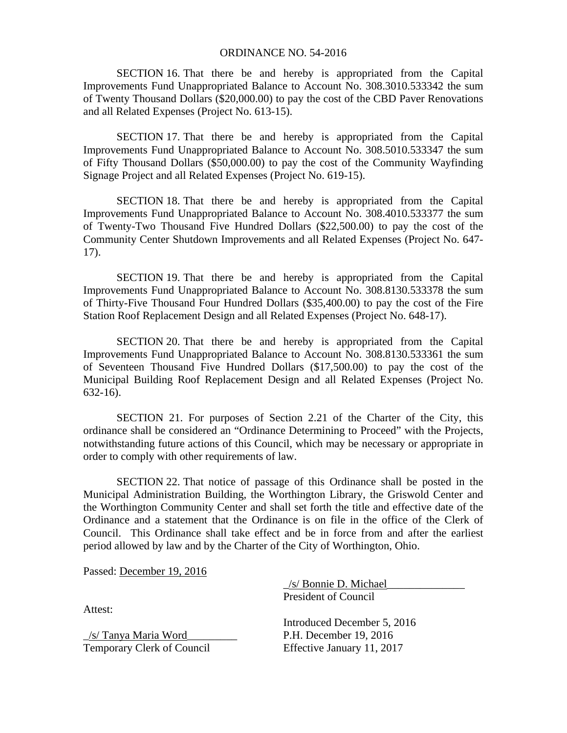ORDINANCE NO. 54-2016

SECTION 16. That there be and hereby is appropriated from the Capital Improvements Fund Unappropriated Balance to Account No. 308.3010.533342 the sum of Twenty Thousand Dollars ($20,000.00) to pay the cost of the CBD Paver Renovations and all Related Expenses (Project No. 613-15).

SECTION 17. That there be and hereby is appropriated from the Capital Improvements Fund Unappropriated Balance to Account No. 308.5010.533347 the sum of Fifty Thousand Dollars ($50,000.00) to pay the cost of the Community Wayfinding Signage Project and all Related Expenses (Project No. 619-15).

SECTION 18. That there be and hereby is appropriated from the Capital Improvements Fund Unappropriated Balance to Account No. 308.4010.533377 the sum of Twenty-Two Thousand Five Hundred Dollars ($22,500.00) to pay the cost of the Community Center Shutdown Improvements and all Related Expenses (Project No. 647-17).

SECTION 19. That there be and hereby is appropriated from the Capital Improvements Fund Unappropriated Balance to Account No. 308.8130.533378 the sum of Thirty-Five Thousand Four Hundred Dollars ($35,400.00) to pay the cost of the Fire Station Roof Replacement Design and all Related Expenses (Project No. 648-17).

SECTION 20. That there be and hereby is appropriated from the Capital Improvements Fund Unappropriated Balance to Account No. 308.8130.533361 the sum of Seventeen Thousand Five Hundred Dollars ($17,500.00) to pay the cost of the Municipal Building Roof Replacement Design and all Related Expenses (Project No. 632-16).

SECTION 21. For purposes of Section 2.21 of the Charter of the City, this ordinance shall be considered an "Ordinance Determining to Proceed" with the Projects, notwithstanding future actions of this Council, which may be necessary or appropriate in order to comply with other requirements of law.

SECTION 22. That notice of passage of this Ordinance shall be posted in the Municipal Administration Building, the Worthington Library, the Griswold Center and the Worthington Community Center and shall set forth the title and effective date of the Ordinance and a statement that the Ordinance is on file in the office of the Clerk of Council. This Ordinance shall take effect and be in force from and after the earliest period allowed by law and by the Charter of the City of Worthington, Ohio.

Passed: December 19, 2016

/s/ Bonnie D. Michael
President of Council

Attest:

/s/ Tanya Maria Word
Temporary Clerk of Council

Introduced December 5, 2016
P.H. December 19, 2016
Effective January 11, 2017